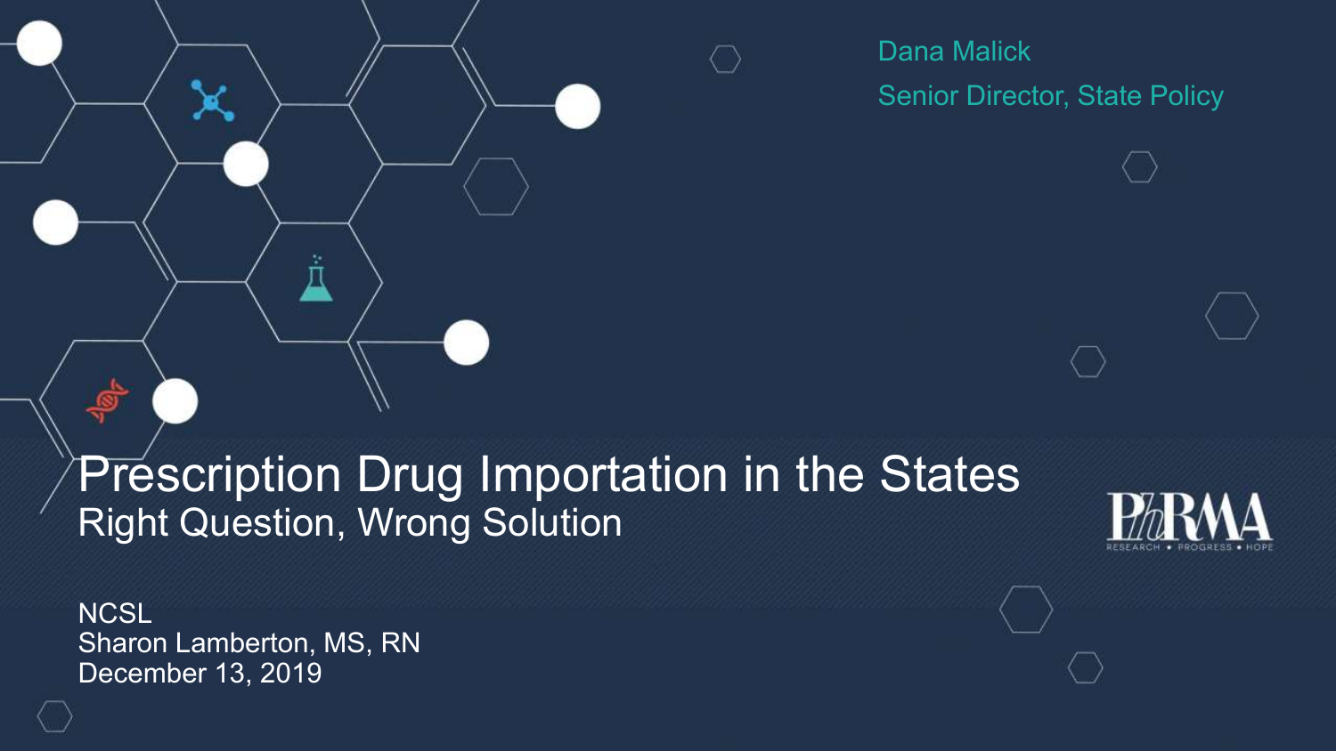Dana Malick

Senior Director, State Policy

# Prescription Drug Importation in the States

## Right Question, Wrong Solution

PhRMA

RESEARCH • PROGRESS • HOPE

NCSL

Sharon Lamberton, MS, RN

December 13, 2019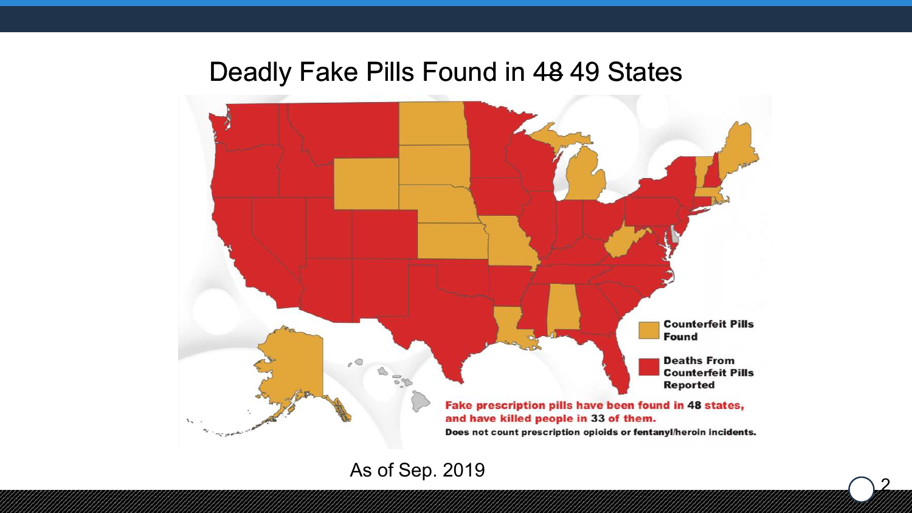# Deadly Fake Pills Found in ~~48~~ 49 States

**Counterfeit Pills Found**

**Deaths From Counterfeit Pills Reported**

**Fake prescription pills have been found in 48 states, and have killed people in 33 of them.**

**Does not count prescription opioids or fentanyl/heroin incidents.**

As of Sep. 2019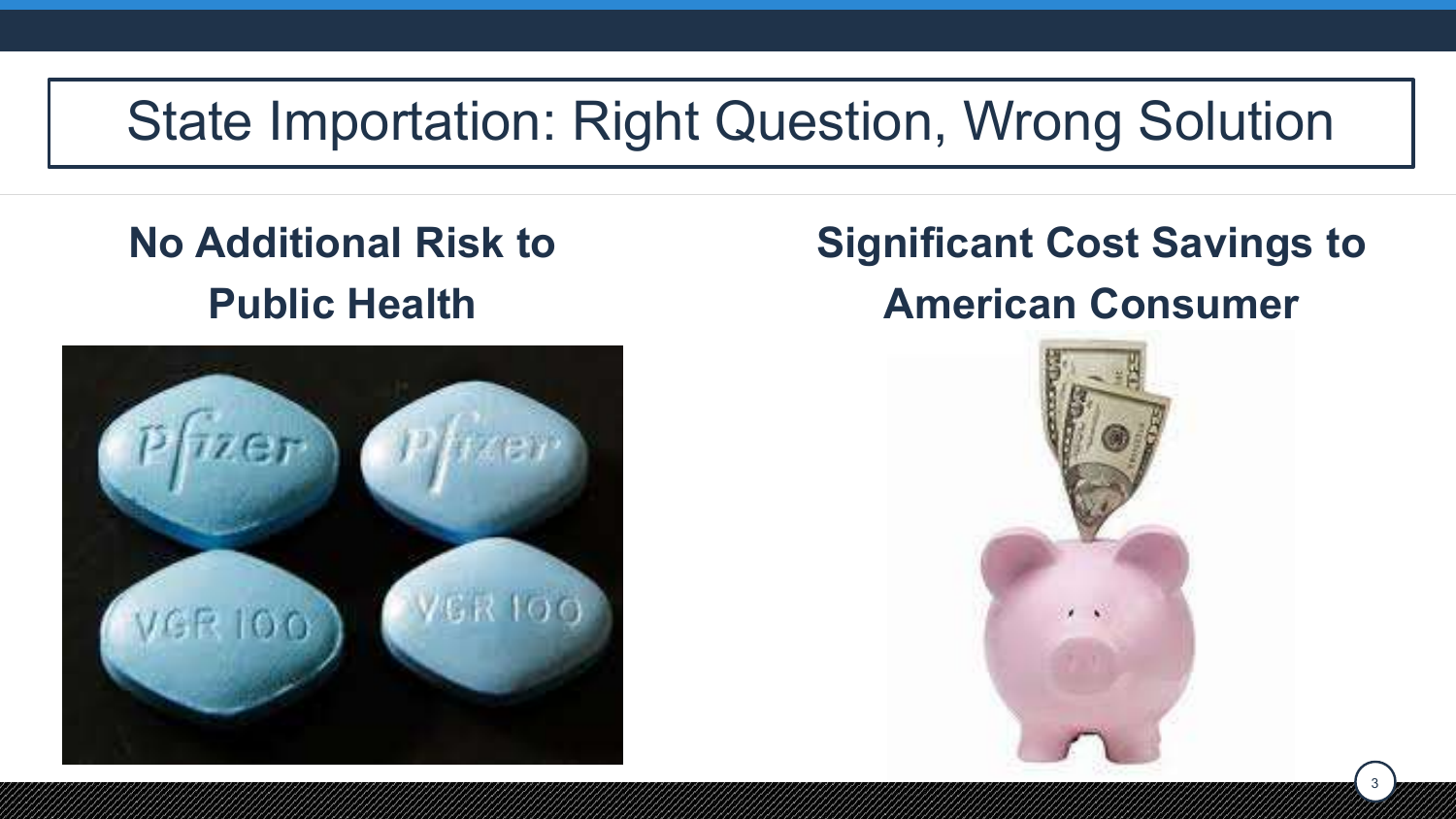# State Importation: Right Question, Wrong Solution

## No Additional Risk to Public Health

## Significant Cost Savings to American Consumer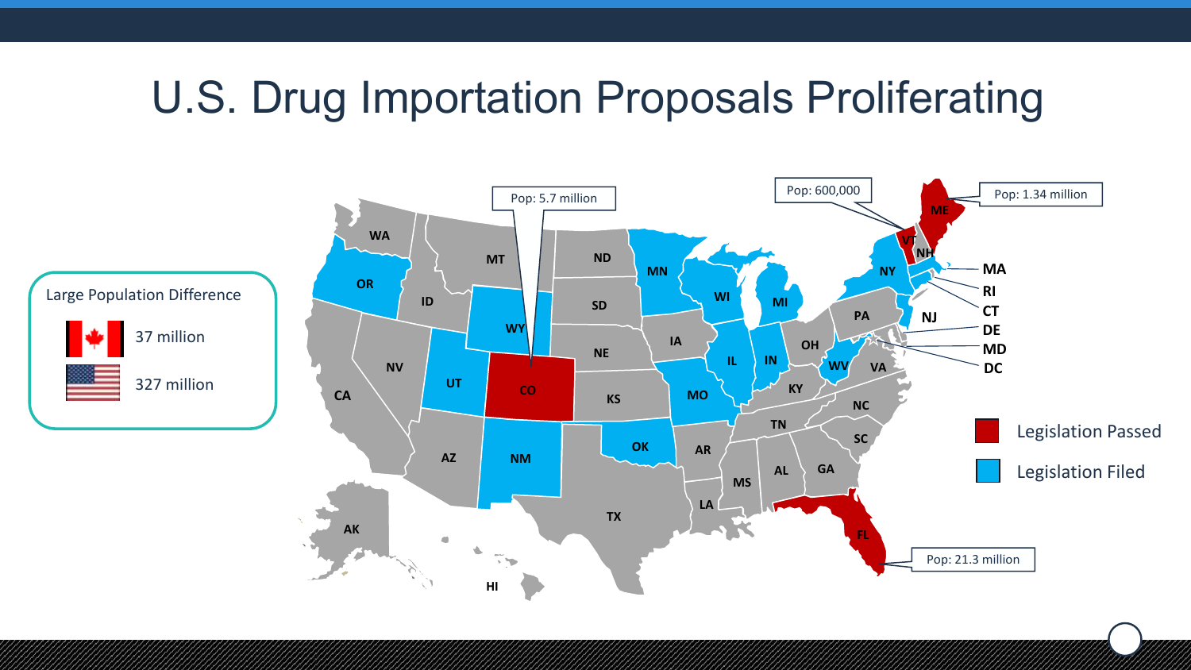# U.S. Drug Importation Proposals Proliferating

**Large Population Difference**

- 37 million
- 327 million

Pop: 5.7 million

Pop: 600,000

Pop: 1.34 million

Pop: 21.3 million

WA, OR, CA, AK, HI, ID, NV, MT, WY, UT, AZ, CO, NM, ND, SD, NE, KS, OK, TX, MN, IA, MO, AR, LA, WI, IL, MI, IN, OH, KY, TN, MS, AL, GA, FL, SC, NC, VA, WV, PA, NY, VT, NH, ME, MA, RI, CT, NJ, DE, MD, DC

- Legislation Passed
- Legislation Filed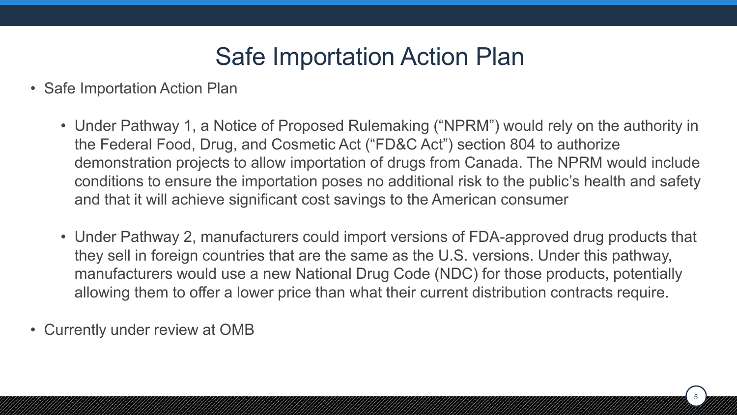# Safe Importation Action Plan

- Safe Importation Action Plan
  - Under Pathway 1, a Notice of Proposed Rulemaking ("NPRM") would rely on the authority in the Federal Food, Drug, and Cosmetic Act ("FD&C Act") section 804 to authorize demonstration projects to allow importation of drugs from Canada. The NPRM would include conditions to ensure the importation poses no additional risk to the public's health and safety and that it will achieve significant cost savings to the American consumer
  - Under Pathway 2, manufacturers could import versions of FDA-approved drug products that they sell in foreign countries that are the same as the U.S. versions. Under this pathway, manufacturers would use a new National Drug Code (NDC) for those products, potentially allowing them to offer a lower price than what their current distribution contracts require.
- Currently under review at OMB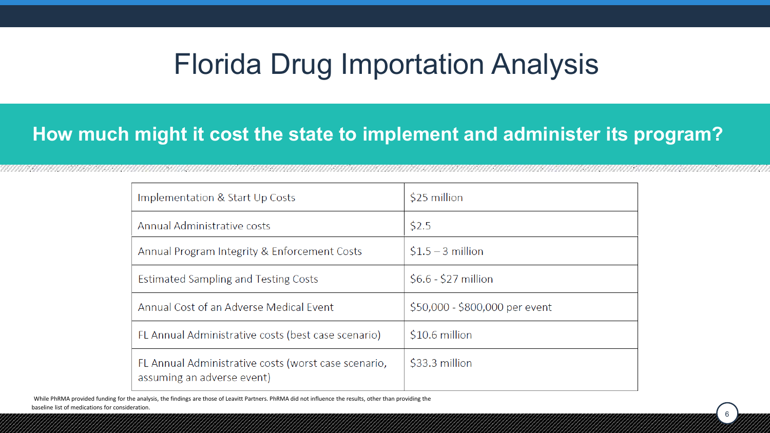# Florida Drug Importation Analysis

## How much might it cost the state to implement and administer its program?

| | |
|---|---|
| Implementation & Start Up Costs | $25 million |
| Annual Administrative costs | $2.5 |
| Annual Program Integrity & Enforcement Costs | $1.5 – 3 million |
| Estimated Sampling and Testing Costs | $6.6 - $27 million |
| Annual Cost of an Adverse Medical Event | $50,000 - $800,000 per event |
| FL Annual Administrative costs (best case scenario) | $10.6 million |
| FL Annual Administrative costs (worst case scenario, assuming an adverse event) | $33.3 million |

While PhRMA provided funding for the analysis, the findings are those of Leavitt Partners. PhRMA did not influence the results, other than providing the baseline list of medications for consideration.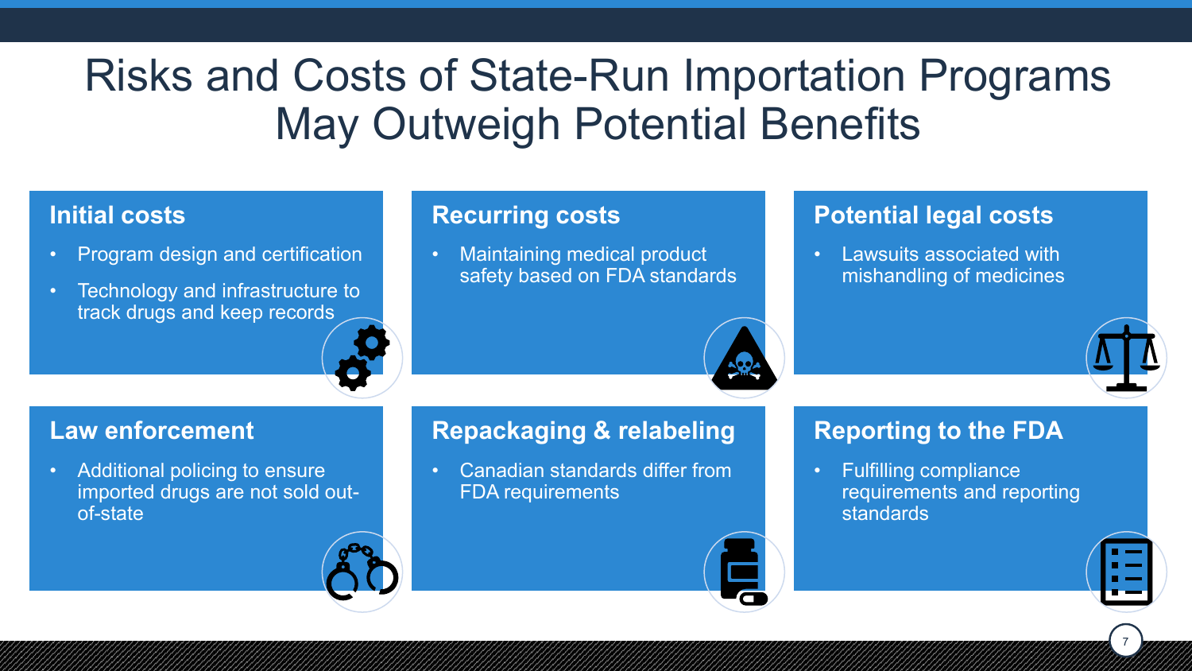# Risks and Costs of State-Run Importation Programs May Outweigh Potential Benefits

### Initial costs

- Program design and certification
- Technology and infrastructure to track drugs and keep records

### Recurring costs

- Maintaining medical product safety based on FDA standards

### Potential legal costs

- Lawsuits associated with mishandling of medicines

### Law enforcement

- Additional policing to ensure imported drugs are not sold out-of-state

### Repackaging & relabeling

- Canadian standards differ from FDA requirements

### Reporting to the FDA

- Fulfilling compliance requirements and reporting standards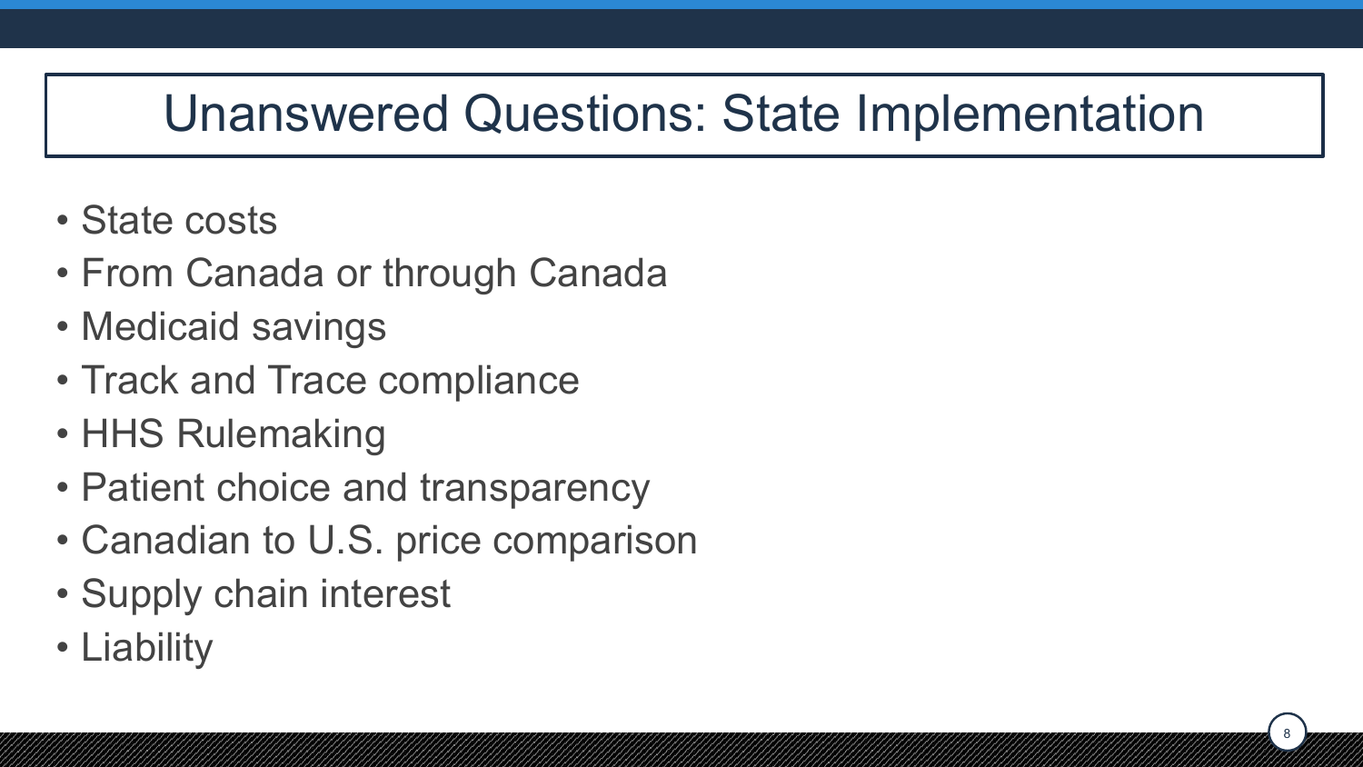# Unanswered Questions: State Implementation

- State costs
- From Canada or through Canada
- Medicaid savings
- Track and Trace compliance
- HHS Rulemaking
- Patient choice and transparency
- Canadian to U.S. price comparison
- Supply chain interest
- Liability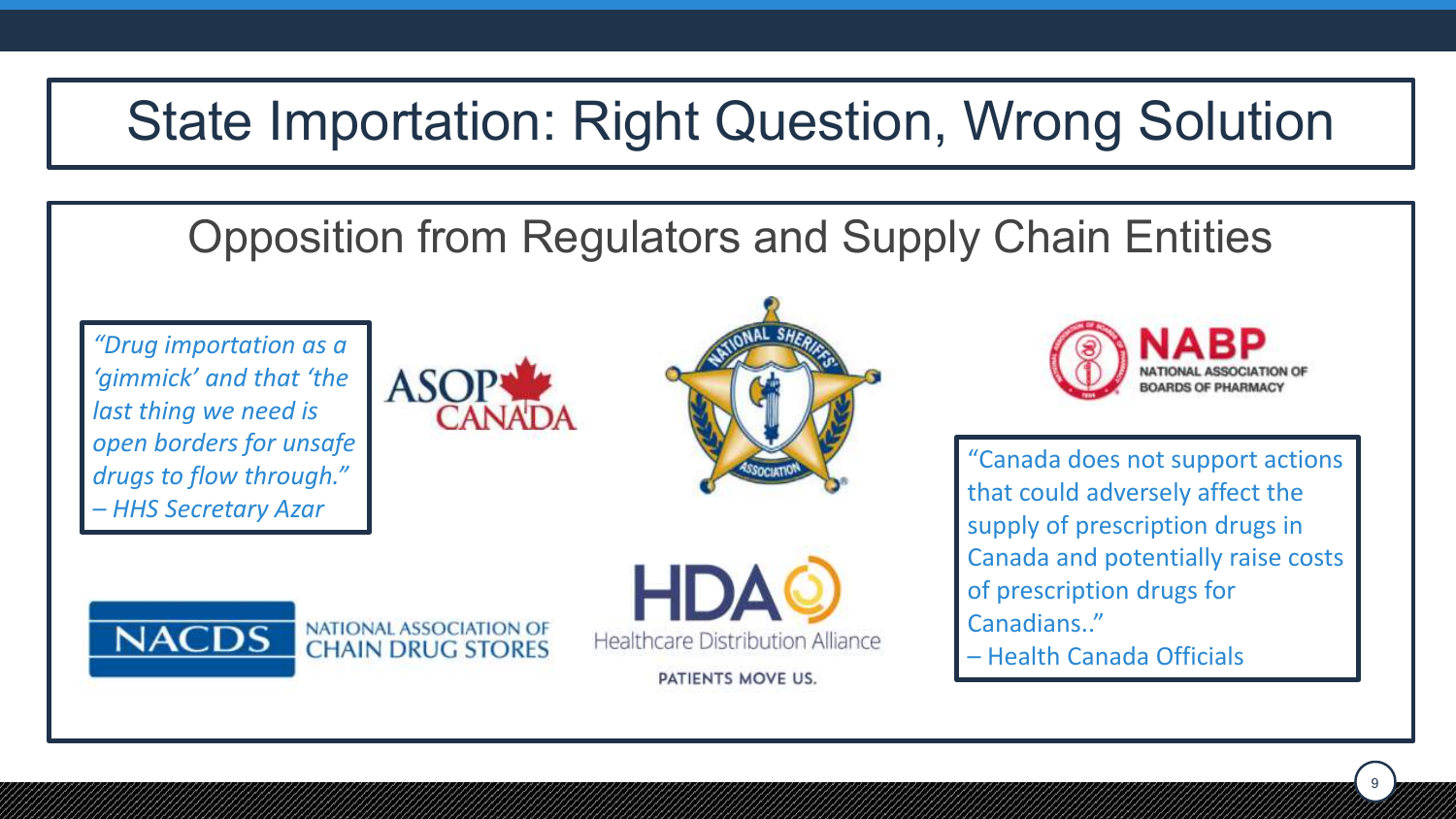# State Importation: Right Question, Wrong Solution

## Opposition from Regulators and Supply Chain Entities

*"Drug importation as a 'gimmick' and that 'the last thing we need is open borders for unsafe drugs to flow through."*
*– HHS Secretary Azar*

ASOP CANADA

NATIONAL SHERIFFS' ASSOCIATION

NABP NATIONAL ASSOCIATION OF BOARDS OF PHARMACY

NACDS NATIONAL ASSOCIATION OF CHAIN DRUG STORES

HDA Healthcare Distribution Alliance
PATIENTS MOVE US.

"Canada does not support actions that could adversely affect the supply of prescription drugs in Canada and potentially raise costs of prescription drugs for Canadians.."
– Health Canada Officials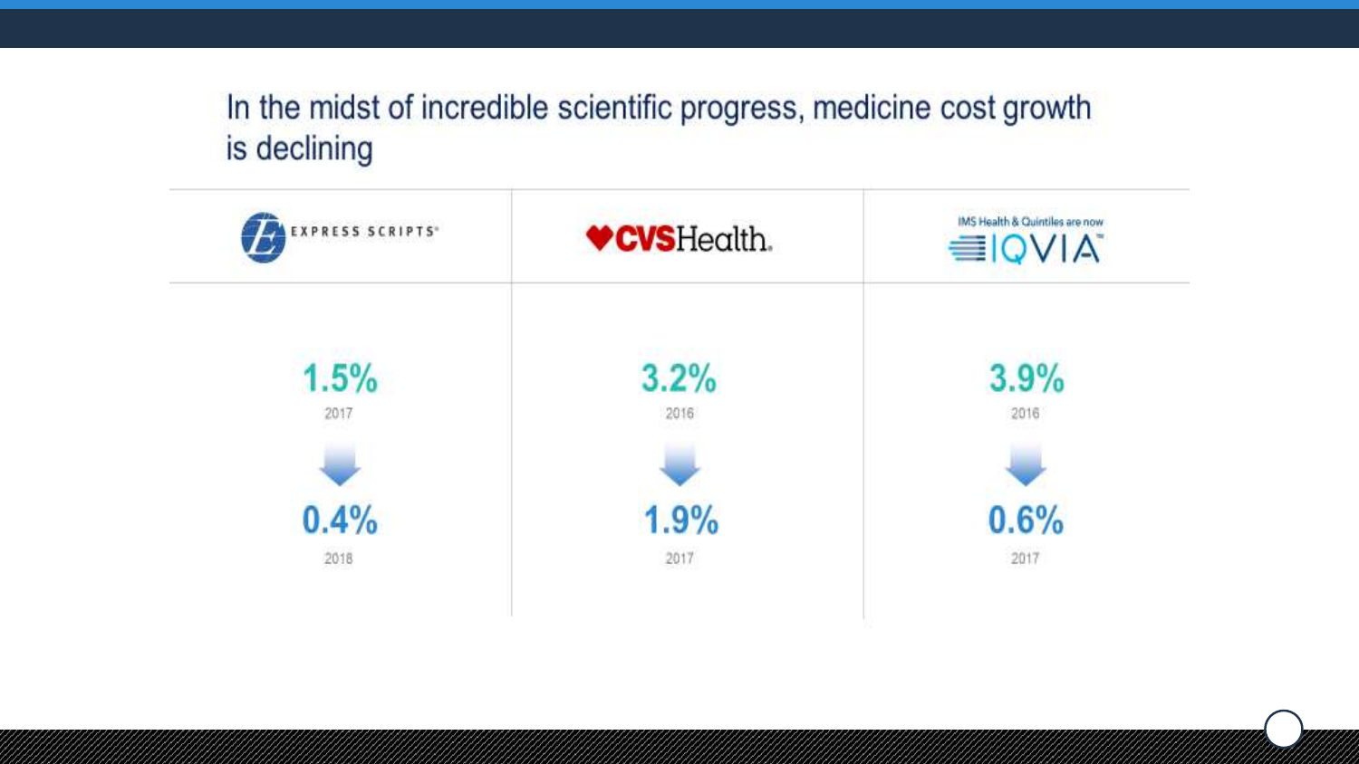## In the midst of incredible scientific progress, medicine cost growth is declining

| EXPRESS SCRIPTS | CVSHealth | IMS Health & Quintiles are now IQVIA |
| --- | --- | --- |
| 1.5% (2017) | 3.2% (2016) | 3.9% (2016) |
| ↓ | ↓ | ↓ |
| 0.4% (2018) | 1.9% (2017) | 0.6% (2017) |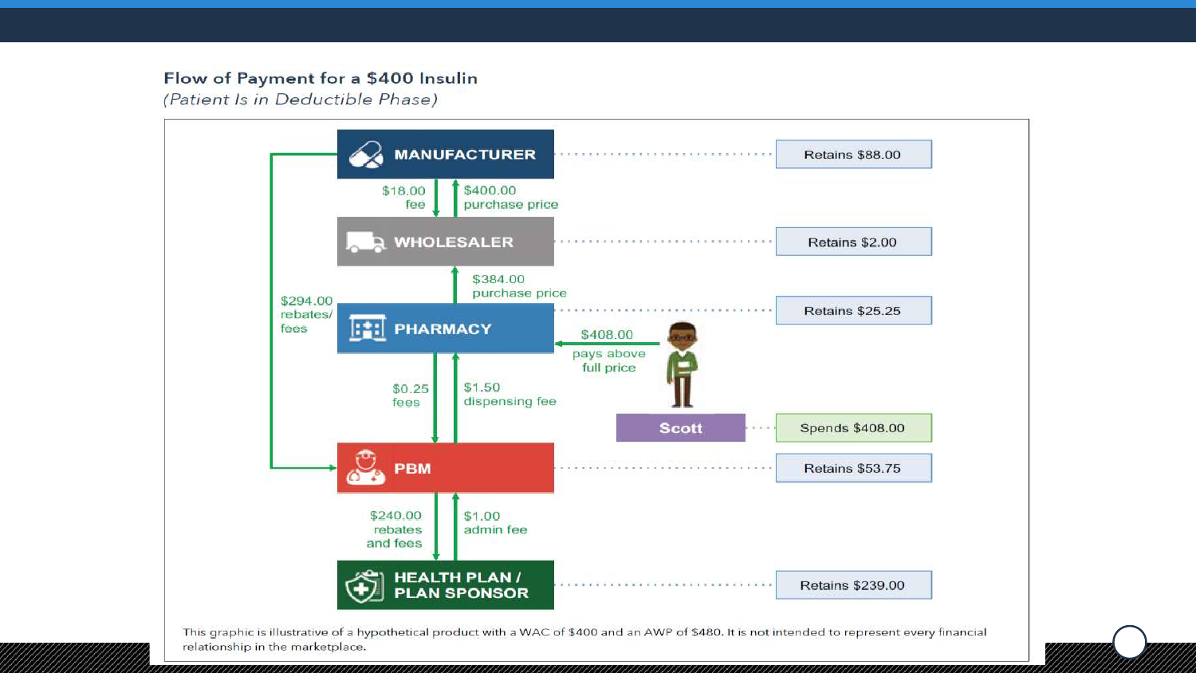**Flow of Payment for a $400 Insulin**
*(Patient Is in Deductible Phase)*

MANUFACTURER — Retains $88.00

$18.00 fee | $400.00 purchase price

WHOLESALER — Retains $2.00

$384.00 purchase price

$294.00 rebates/ fees

PHARMACY — Retains $25.25

$408.00 pays above full price

Scott — Spends $408.00

$0.25 fees | $1.50 dispensing fee

PBM — Retains $53.75

$240.00 rebates and fees | $1.00 admin fee

HEALTH PLAN / PLAN SPONSOR — Retains $239.00

This graphic is illustrative of a hypothetical product with a WAC of $400 and an AWP of $480. It is not intended to represent every financial relationship in the marketplace.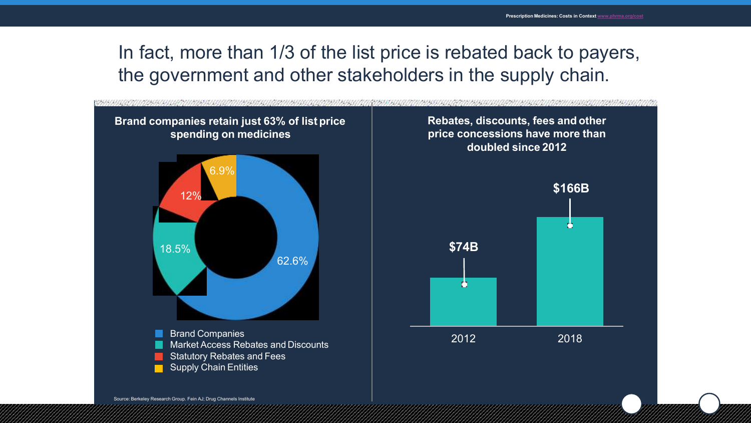# In fact, more than 1/3 of the list price is rebated back to payers, the government and other stakeholders in the supply chain.

**Brand companies retain just 63% of list price spending on medicines**

| Category | Share |
| --- | --- |
| Brand Companies | 62.6% |
| Market Access Rebates and Discounts | 18.5% |
| Statutory Rebates and Fees | 12% |
| Supply Chain Entities | 6.9% |

**Rebates, discounts, fees and other price concessions have more than doubled since 2012**

| Year | Amount |
| --- | --- |
| 2012 | $74B |
| 2018 | $166B |

Source: Berkeley Research Group. Fein AJ; Drug Channels Institute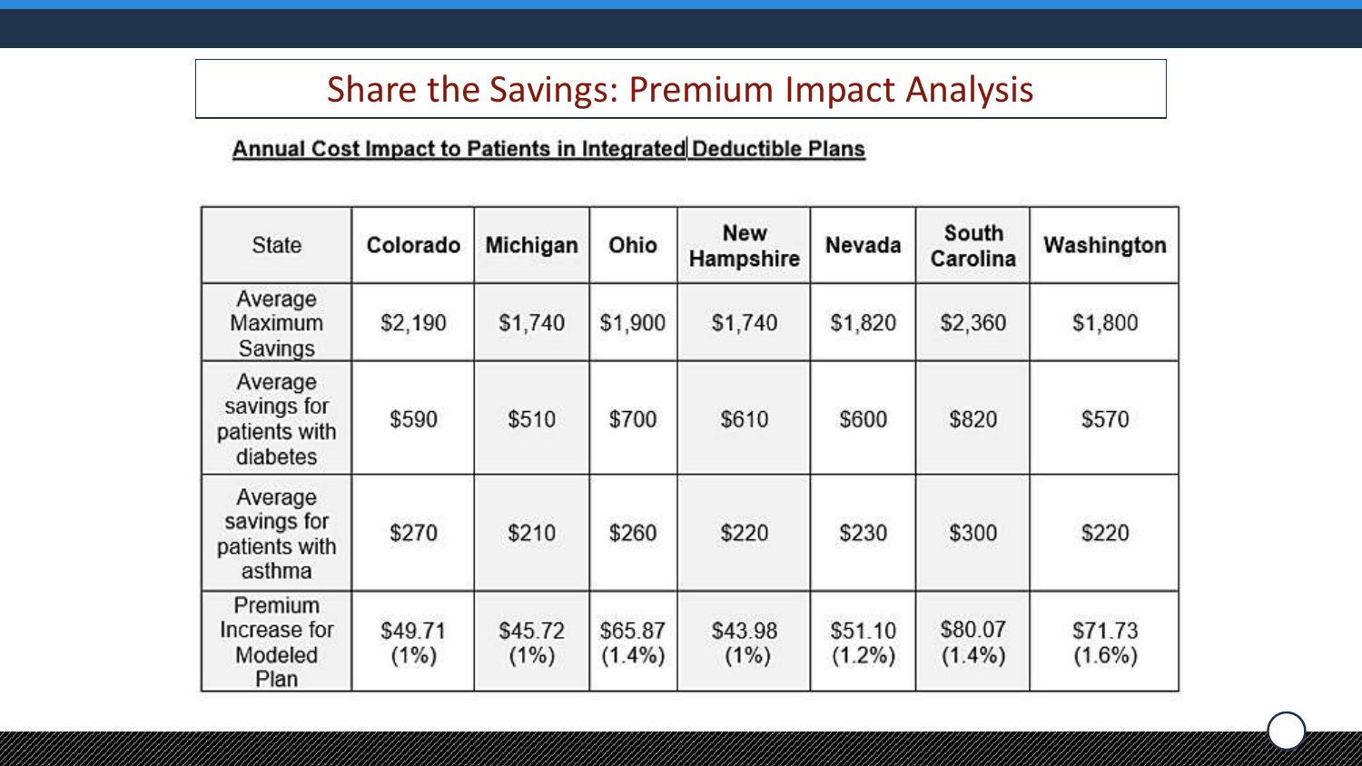# Share the Savings: Premium Impact Analysis

**Annual Cost Impact to Patients in Integrated Deductible Plans**

| State | Colorado | Michigan | Ohio | New Hampshire | Nevada | South Carolina | Washington |
|---|---|---|---|---|---|---|---|
| Average Maximum Savings | $2,190 | $1,740 | $1,900 | $1,740 | $1,820 | $2,360 | $1,800 |
| Average savings for patients with diabetes | $590 | $510 | $700 | $610 | $600 | $820 | $570 |
| Average savings for patients with asthma | $270 | $210 | $260 | $220 | $230 | $300 | $220 |
| Premium Increase for Modeled Plan | $49.71 (1%) | $45.72 (1%) | $65.87 (1.4%) | $43.98 (1%) | $51.10 (1.2%) | $80.07 (1.4%) | $71.73 (1.6%) |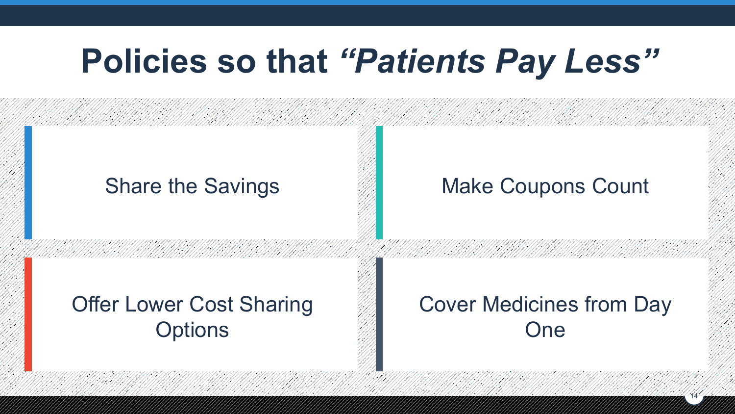# Policies so that *"Patients Pay Less"*

- Share the Savings
- Make Coupons Count
- Offer Lower Cost Sharing Options
- Cover Medicines from Day One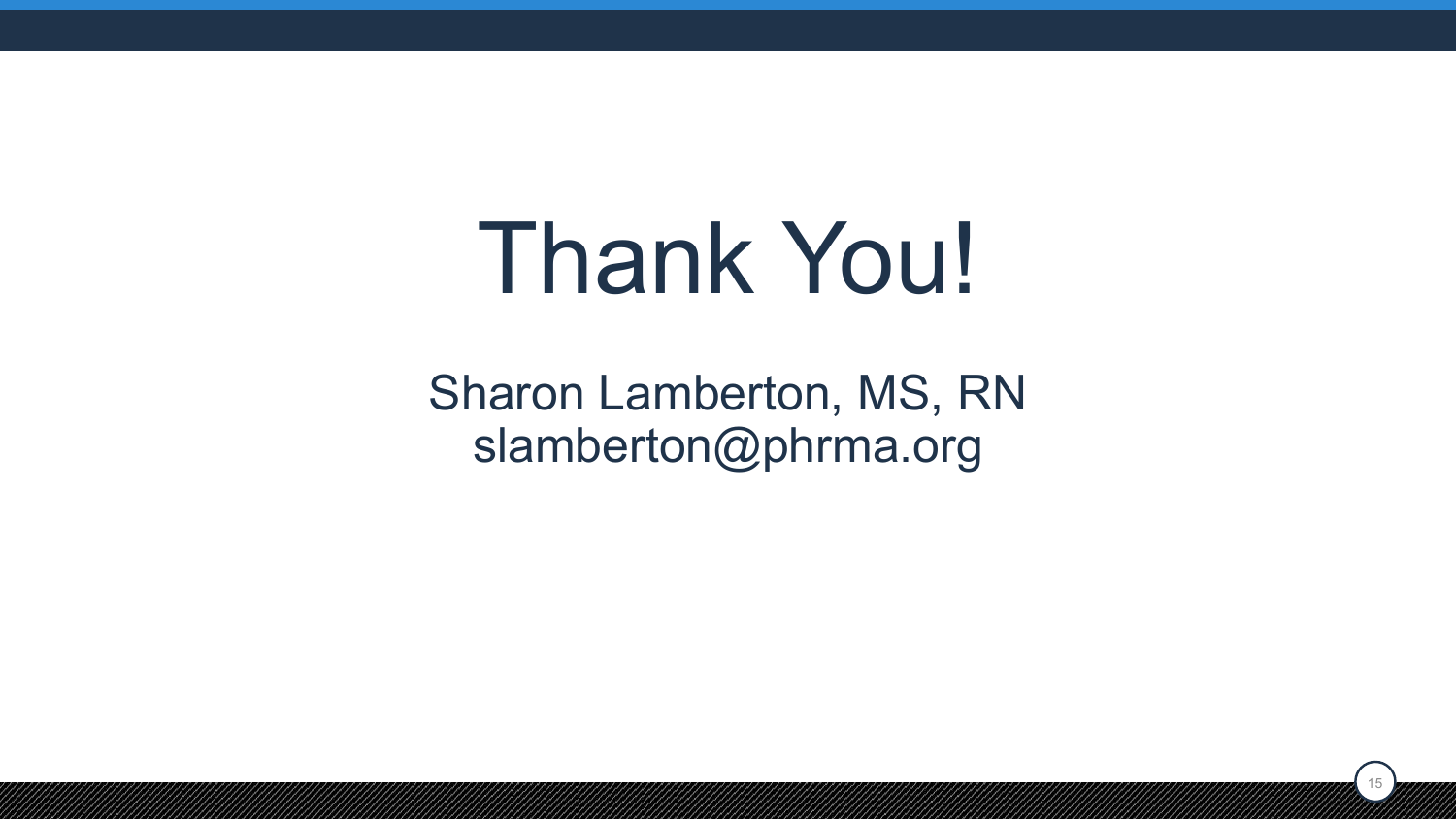# Thank You!

Sharon Lamberton, MS, RN
slamberton@phrma.org